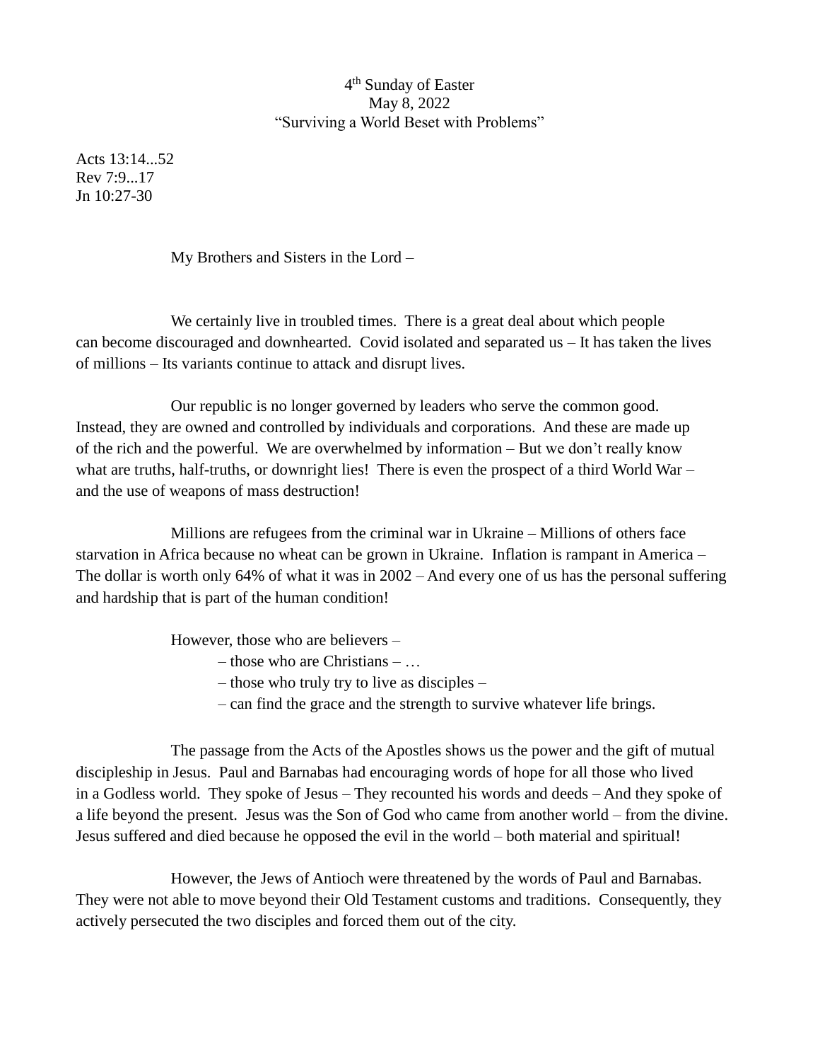4th Sunday of Easter
May 8, 2022
"Surviving a World Beset with Problems"

Acts 13:14...52
Rev 7:9...17
Jn 10:27-30

My Brothers and Sisters in the Lord –

We certainly live in troubled times. There is a great deal about which people can become discouraged and downhearted. Covid isolated and separated us – It has taken the lives of millions – Its variants continue to attack and disrupt lives.

Our republic is no longer governed by leaders who serve the common good. Instead, they are owned and controlled by individuals and corporations. And these are made up of the rich and the powerful. We are overwhelmed by information – But we don't really know what are truths, half-truths, or downright lies! There is even the prospect of a third World War – and the use of weapons of mass destruction!

Millions are refugees from the criminal war in Ukraine – Millions of others face starvation in Africa because no wheat can be grown in Ukraine. Inflation is rampant in America – The dollar is worth only 64% of what it was in 2002 – And every one of us has the personal suffering and hardship that is part of the human condition!

However, those who are believers –
– those who are Christians – …
– those who truly try to live as disciples –
– can find the grace and the strength to survive whatever life brings.

The passage from the Acts of the Apostles shows us the power and the gift of mutual discipleship in Jesus. Paul and Barnabas had encouraging words of hope for all those who lived in a Godless world. They spoke of Jesus – They recounted his words and deeds – And they spoke of a life beyond the present. Jesus was the Son of God who came from another world – from the divine. Jesus suffered and died because he opposed the evil in the world – both material and spiritual!

However, the Jews of Antioch were threatened by the words of Paul and Barnabas. They were not able to move beyond their Old Testament customs and traditions. Consequently, they actively persecuted the two disciples and forced them out of the city.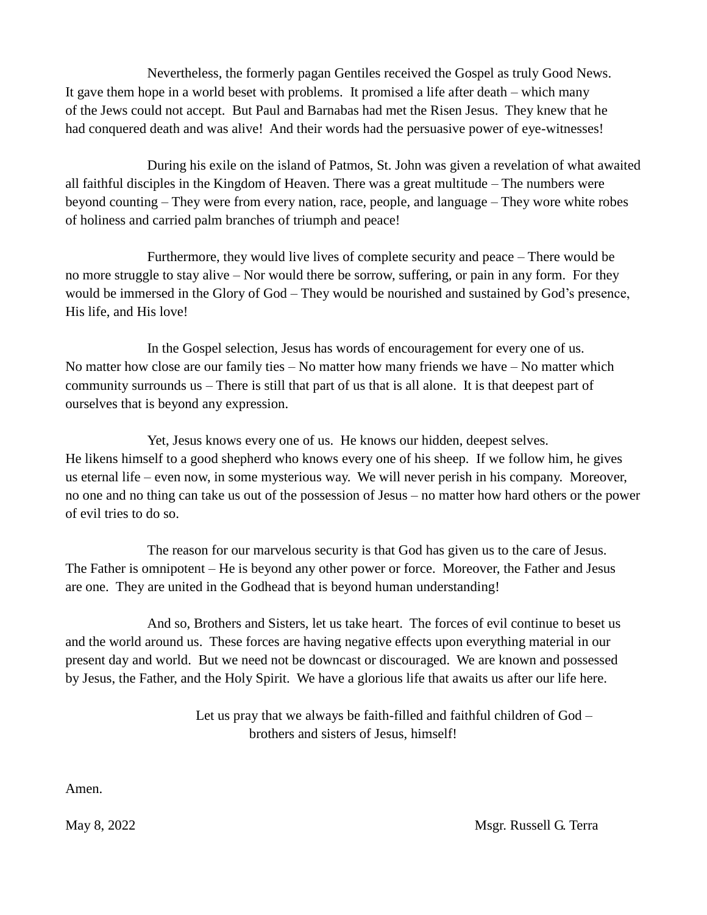Nevertheless, the formerly pagan Gentiles received the Gospel as truly Good News. It gave them hope in a world beset with problems. It promised a life after death – which many of the Jews could not accept. But Paul and Barnabas had met the Risen Jesus. They knew that he had conquered death and was alive! And their words had the persuasive power of eye-witnesses!

During his exile on the island of Patmos, St. John was given a revelation of what awaited all faithful disciples in the Kingdom of Heaven. There was a great multitude – The numbers were beyond counting – They were from every nation, race, people, and language – They wore white robes of holiness and carried palm branches of triumph and peace!

Furthermore, they would live lives of complete security and peace – There would be no more struggle to stay alive – Nor would there be sorrow, suffering, or pain in any form. For they would be immersed in the Glory of God – They would be nourished and sustained by God's presence, His life, and His love!

In the Gospel selection, Jesus has words of encouragement for every one of us. No matter how close are our family ties – No matter how many friends we have – No matter which community surrounds us – There is still that part of us that is all alone. It is that deepest part of ourselves that is beyond any expression.

Yet, Jesus knows every one of us. He knows our hidden, deepest selves. He likens himself to a good shepherd who knows every one of his sheep. If we follow him, he gives us eternal life – even now, in some mysterious way. We will never perish in his company. Moreover, no one and no thing can take us out of the possession of Jesus – no matter how hard others or the power of evil tries to do so.

The reason for our marvelous security is that God has given us to the care of Jesus. The Father is omnipotent – He is beyond any other power or force. Moreover, the Father and Jesus are one. They are united in the Godhead that is beyond human understanding!

And so, Brothers and Sisters, let us take heart. The forces of evil continue to beset us and the world around us. These forces are having negative effects upon everything material in our present day and world. But we need not be downcast or discouraged. We are known and possessed by Jesus, the Father, and the Holy Spirit. We have a glorious life that awaits us after our life here.

Let us pray that we always be faith-filled and faithful children of God –
brothers and sisters of Jesus, himself!

Amen.

May 8, 2022 Msgr. Russell G. Terra